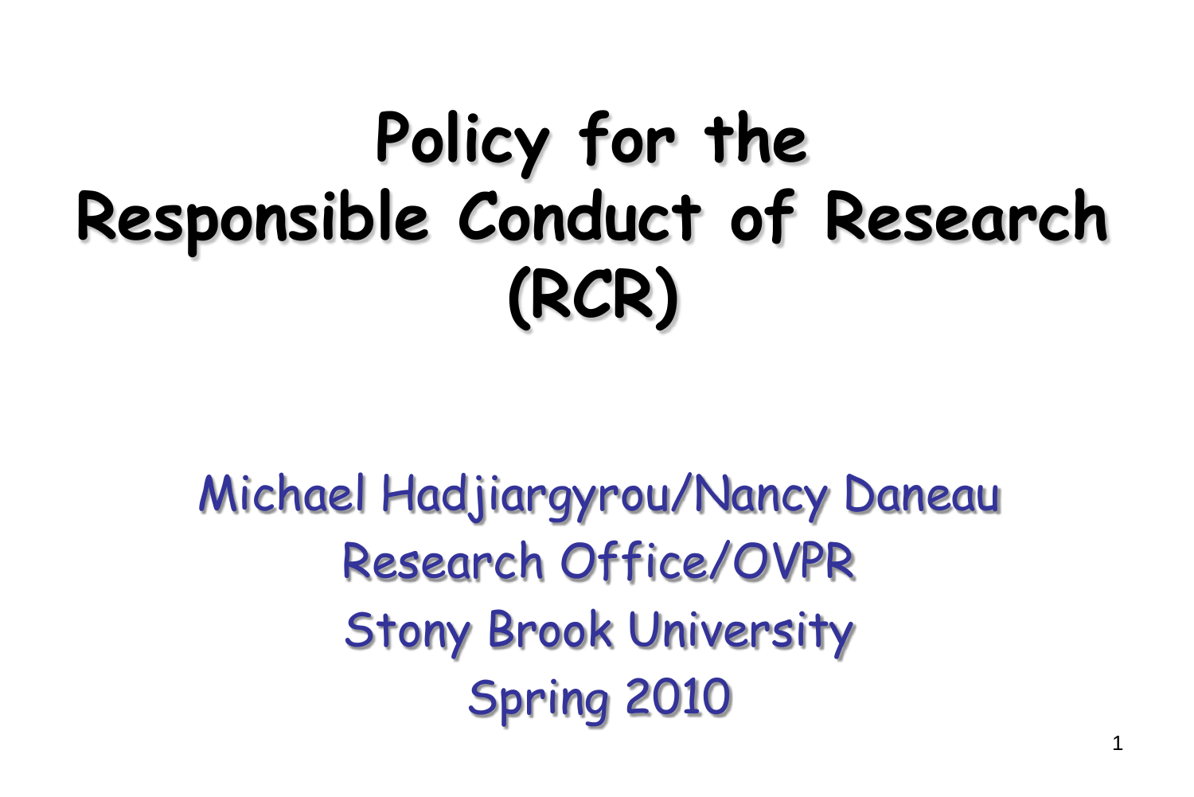# Policy for the Responsible Conduct of Research (RCR)

Michael Hadjiargyrou/Nancy Daneau

Research Office/OVPR

Stony Brook University

Spring 2010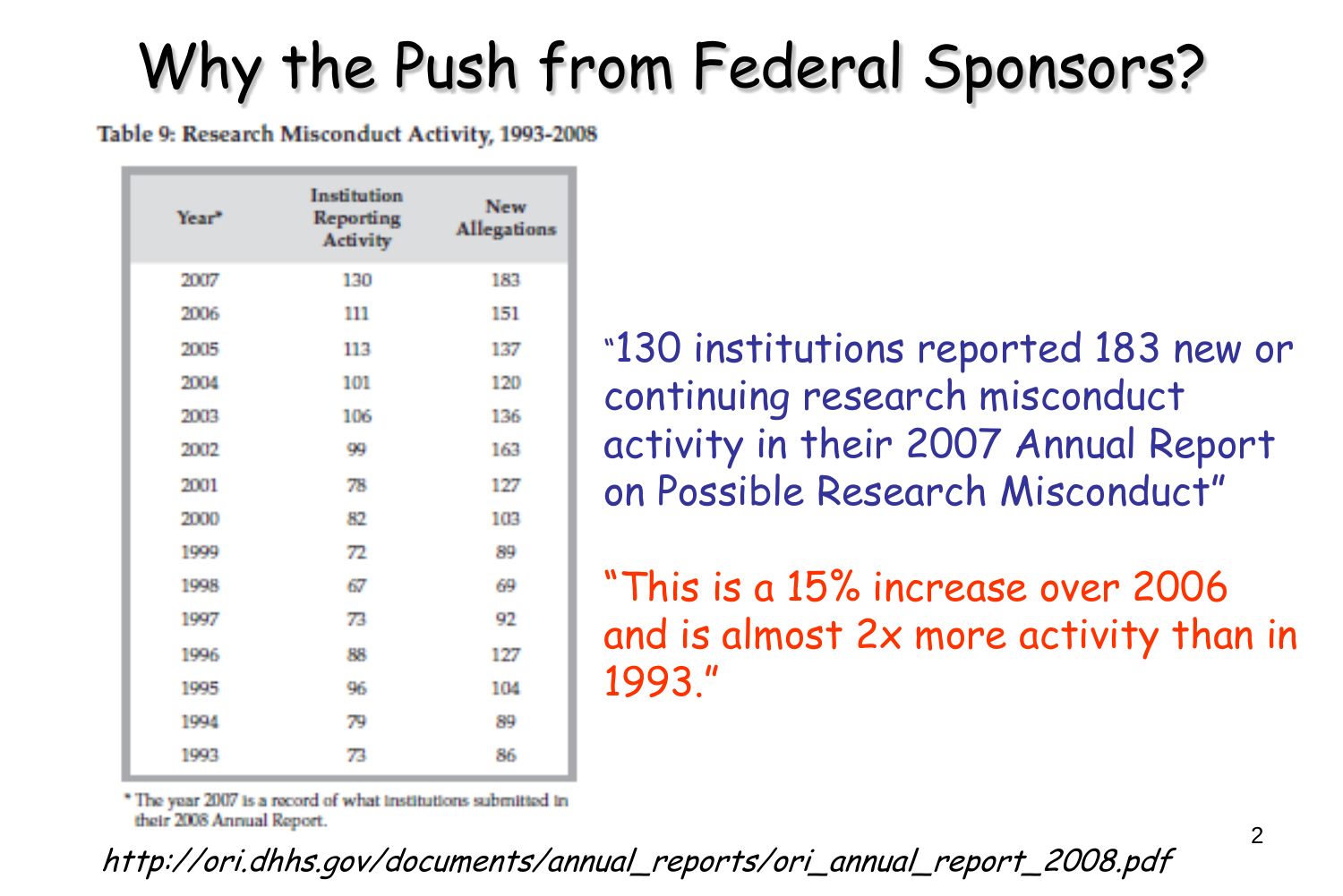# Why the Push from Federal Sponsors?

**Table 9: Research Misconduct Activity, 1993-2008**

| Year* | Institution Reporting Activity | New Allegations |
|---|---|---|
| 2007 | 130 | 183 |
| 2006 | 111 | 151 |
| 2005 | 113 | 137 |
| 2004 | 101 | 120 |
| 2003 | 106 | 136 |
| 2002 | 99 | 163 |
| 2001 | 78 | 127 |
| 2000 | 82 | 103 |
| 1999 | 72 | 89 |
| 1998 | 67 | 69 |
| 1997 | 73 | 92 |
| 1996 | 88 | 127 |
| 1995 | 96 | 104 |
| 1994 | 79 | 89 |
| 1993 | 73 | 86 |

\* The year 2007 is a record of what institutions submitted in their 2008 Annual Report.

"130 institutions reported 183 new or continuing research misconduct activity in their 2007 Annual Report on Possible Research Misconduct"

"This is a 15% increase over 2006 and is almost 2x more activity than in 1993."

*http://ori.dhhs.gov/documents/annual_reports/ori_annual_report_2008.pdf*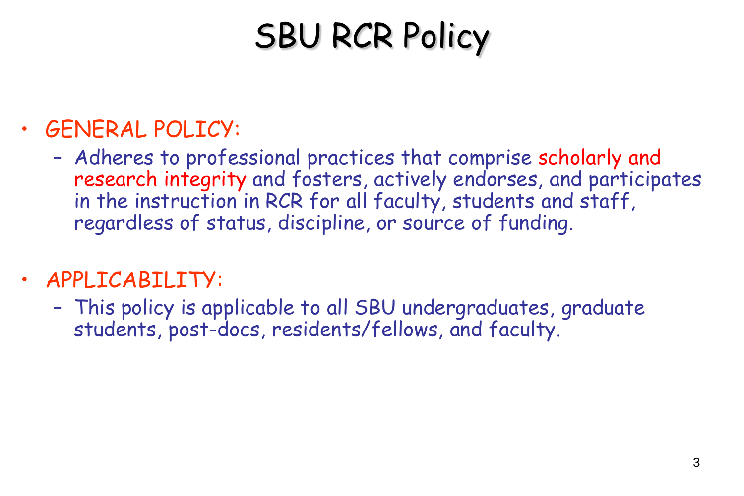# SBU RCR Policy

- GENERAL POLICY:
  - Adheres to professional practices that comprise scholarly and research integrity and fosters, actively endorses, and participates in the instruction in RCR for all faculty, students and staff, regardless of status, discipline, or source of funding.

- APPLICABILITY:
  - This policy is applicable to all SBU undergraduates, graduate students, post-docs, residents/fellows, and faculty.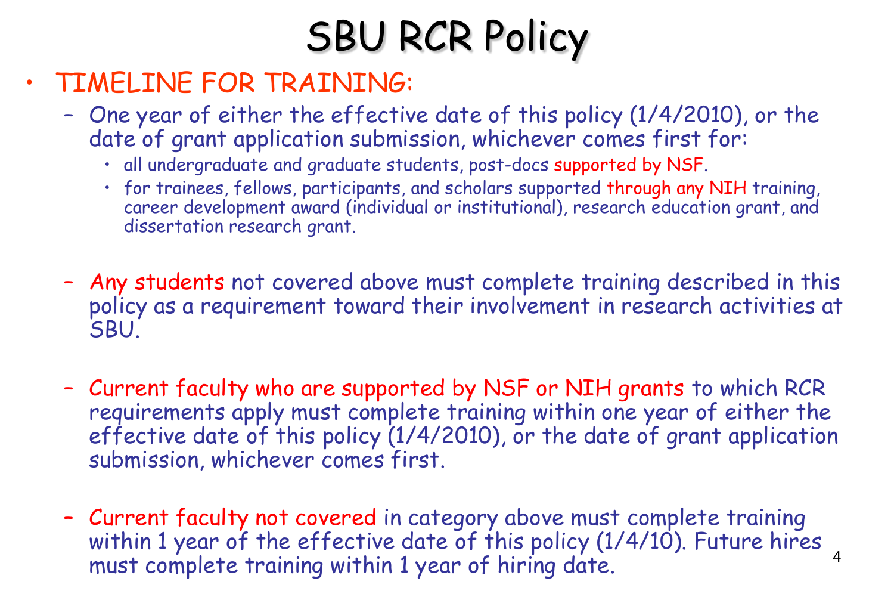# SBU RCR Policy

- TIMELINE FOR TRAINING:
  - One year of either the effective date of this policy (1/4/2010), or the date of grant application submission, whichever comes first for:
    - all undergraduate and graduate students, post-docs supported by NSF.
    - for trainees, fellows, participants, and scholars supported through any NIH training, career development award (individual or institutional), research education grant, and dissertation research grant.
  - Any students not covered above must complete training described in this policy as a requirement toward their involvement in research activities at SBU.
  - Current faculty who are supported by NSF or NIH grants to which RCR requirements apply must complete training within one year of either the effective date of this policy (1/4/2010), or the date of grant application submission, whichever comes first.
  - Current faculty not covered in category above must complete training within 1 year of the effective date of this policy (1/4/10). Future hires must complete training within 1 year of hiring date.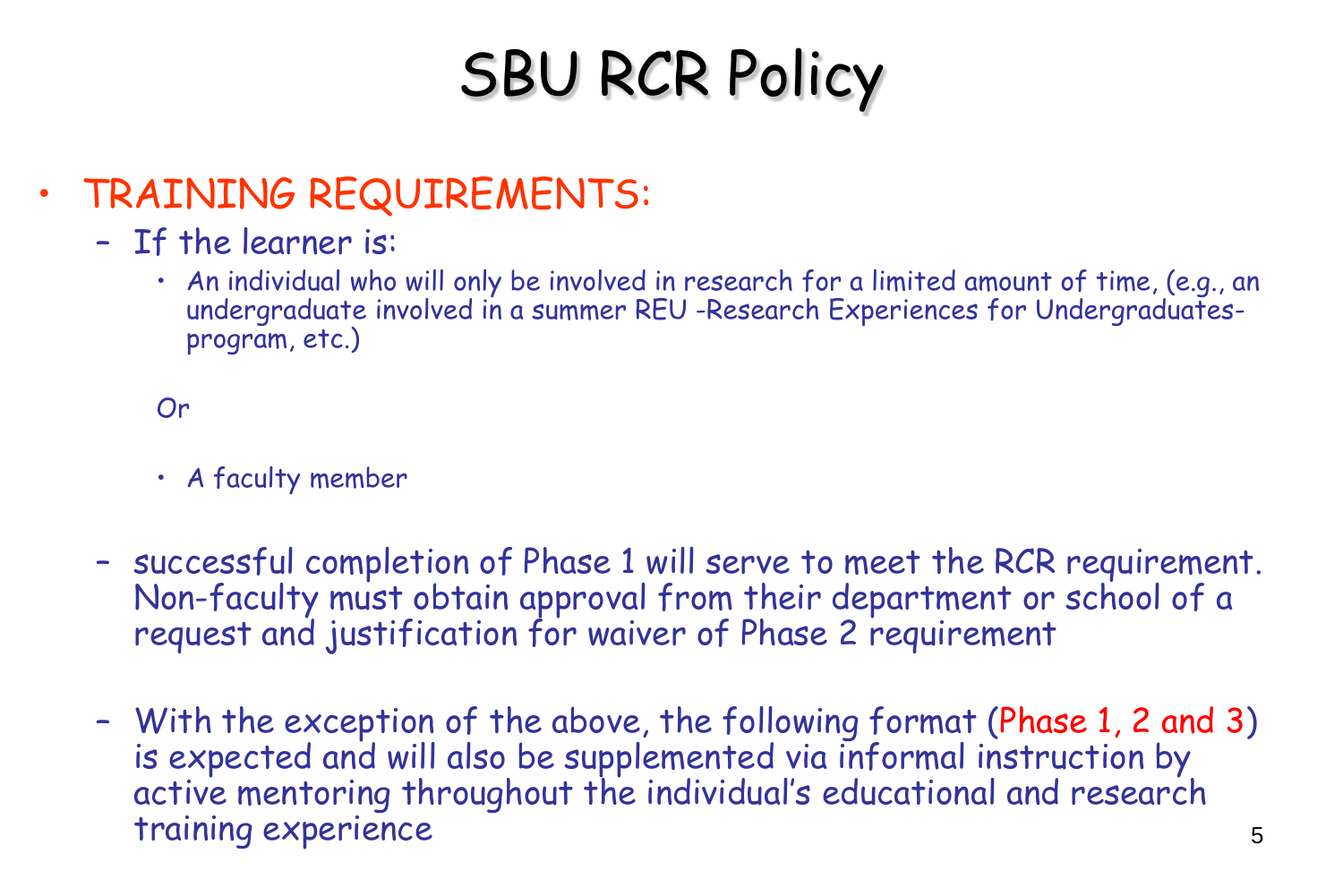# SBU RCR Policy

- TRAINING REQUIREMENTS:
  - If the learner is:
    - An individual who will only be involved in research for a limited amount of time, (e.g., an undergraduate involved in a summer REU -Research Experiences for Undergraduates- program, etc.)

    Or

    - A faculty member
  - successful completion of Phase 1 will serve to meet the RCR requirement. Non-faculty must obtain approval from their department or school of a request and justification for waiver of Phase 2 requirement
  - With the exception of the above, the following format (Phase 1, 2 and 3) is expected and will also be supplemented via informal instruction by active mentoring throughout the individual's educational and research training experience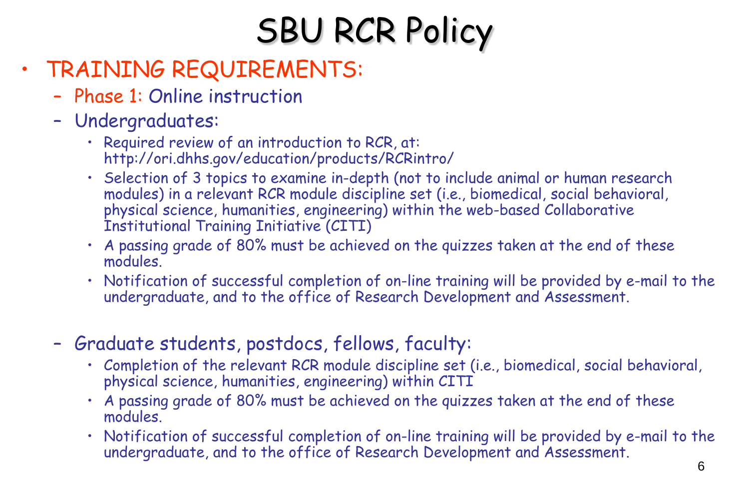# SBU RCR Policy

- TRAINING REQUIREMENTS:
  - Phase 1: Online instruction
  - Undergraduates:
    - Required review of an introduction to RCR, at: http://ori.dhhs.gov/education/products/RCRintro/
    - Selection of 3 topics to examine in-depth (not to include animal or human research modules) in a relevant RCR module discipline set (i.e., biomedical, social behavioral, physical science, humanities, engineering) within the web-based Collaborative Institutional Training Initiative (CITI)
    - A passing grade of 80% must be achieved on the quizzes taken at the end of these modules.
    - Notification of successful completion of on-line training will be provided by e-mail to the undergraduate, and to the office of Research Development and Assessment.
  - Graduate students, postdocs, fellows, faculty:
    - Completion of the relevant RCR module discipline set (i.e., biomedical, social behavioral, physical science, humanities, engineering) within CITI
    - A passing grade of 80% must be achieved on the quizzes taken at the end of these modules.
    - Notification of successful completion of on-line training will be provided by e-mail to the undergraduate, and to the office of Research Development and Assessment.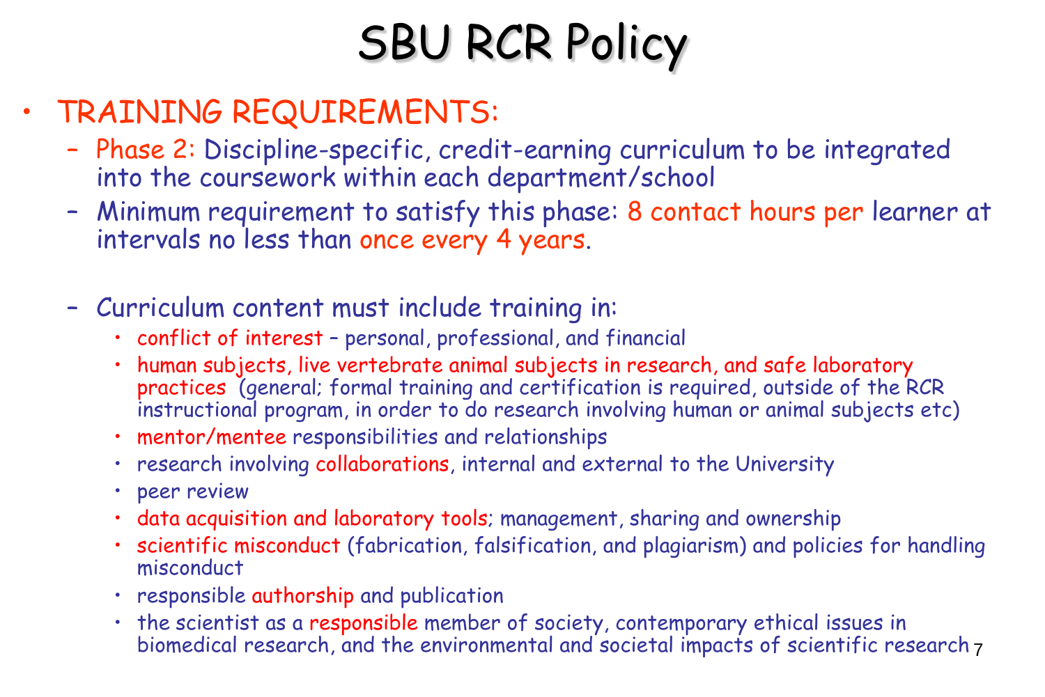# SBU RCR Policy

- TRAINING REQUIREMENTS:
  - Phase 2: Discipline-specific, credit-earning curriculum to be integrated into the coursework within each department/school
  - Minimum requirement to satisfy this phase: 8 contact hours per learner at intervals no less than once every 4 years.
  - Curriculum content must include training in:
    - conflict of interest – personal, professional, and financial
    - human subjects, live vertebrate animal subjects in research, and safe laboratory practices (general; formal training and certification is required, outside of the RCR instructional program, in order to do research involving human or animal subjects etc)
    - mentor/mentee responsibilities and relationships
    - research involving collaborations, internal and external to the University
    - peer review
    - data acquisition and laboratory tools; management, sharing and ownership
    - scientific misconduct (fabrication, falsification, and plagiarism) and policies for handling misconduct
    - responsible authorship and publication
    - the scientist as a responsible member of society, contemporary ethical issues in biomedical research, and the environmental and societal impacts of scientific research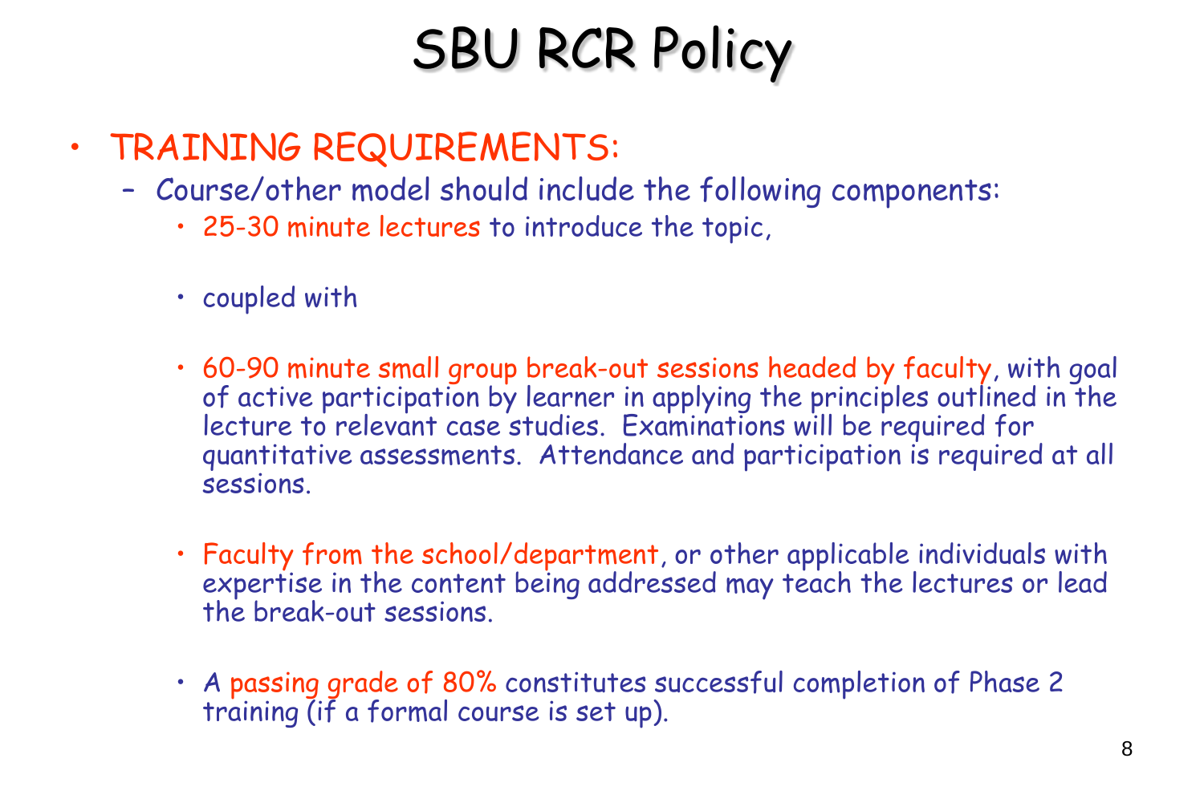# SBU RCR Policy

- TRAINING REQUIREMENTS:
  - Course/other model should include the following components:
    - 25-30 minute lectures to introduce the topic,
    - coupled with
    - 60-90 minute small group break-out sessions headed by faculty, with goal of active participation by learner in applying the principles outlined in the lecture to relevant case studies. Examinations will be required for quantitative assessments. Attendance and participation is required at all sessions.
    - Faculty from the school/department, or other applicable individuals with expertise in the content being addressed may teach the lectures or lead the break-out sessions.
    - A passing grade of 80% constitutes successful completion of Phase 2 training (if a formal course is set up).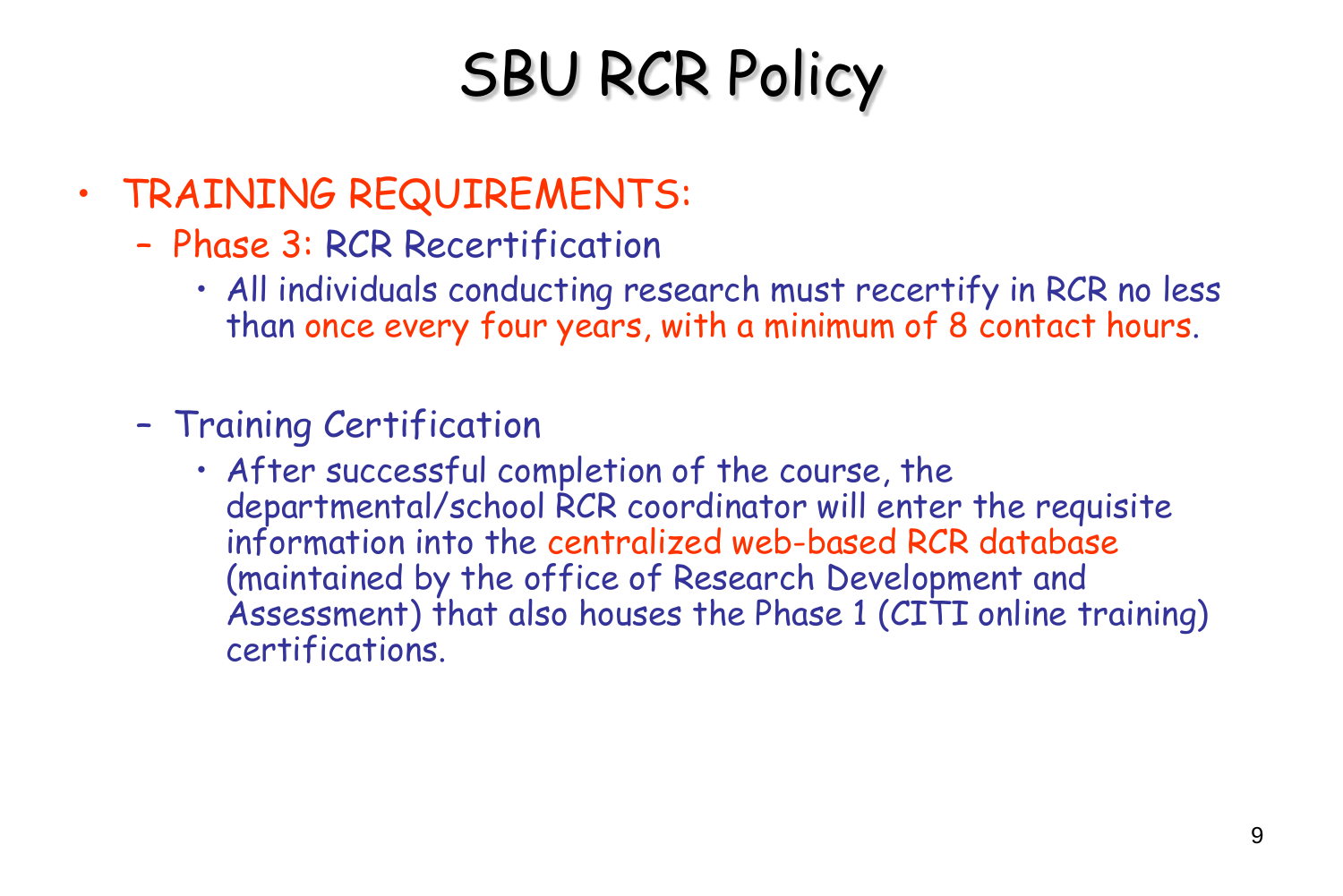# SBU RCR Policy

- TRAINING REQUIREMENTS:
  - Phase 3: RCR Recertification
    - All individuals conducting research must recertify in RCR no less than once every four years, with a minimum of 8 contact hours.
  - Training Certification
    - After successful completion of the course, the departmental/school RCR coordinator will enter the requisite information into the centralized web-based RCR database (maintained by the office of Research Development and Assessment) that also houses the Phase 1 (CITI online training) certifications.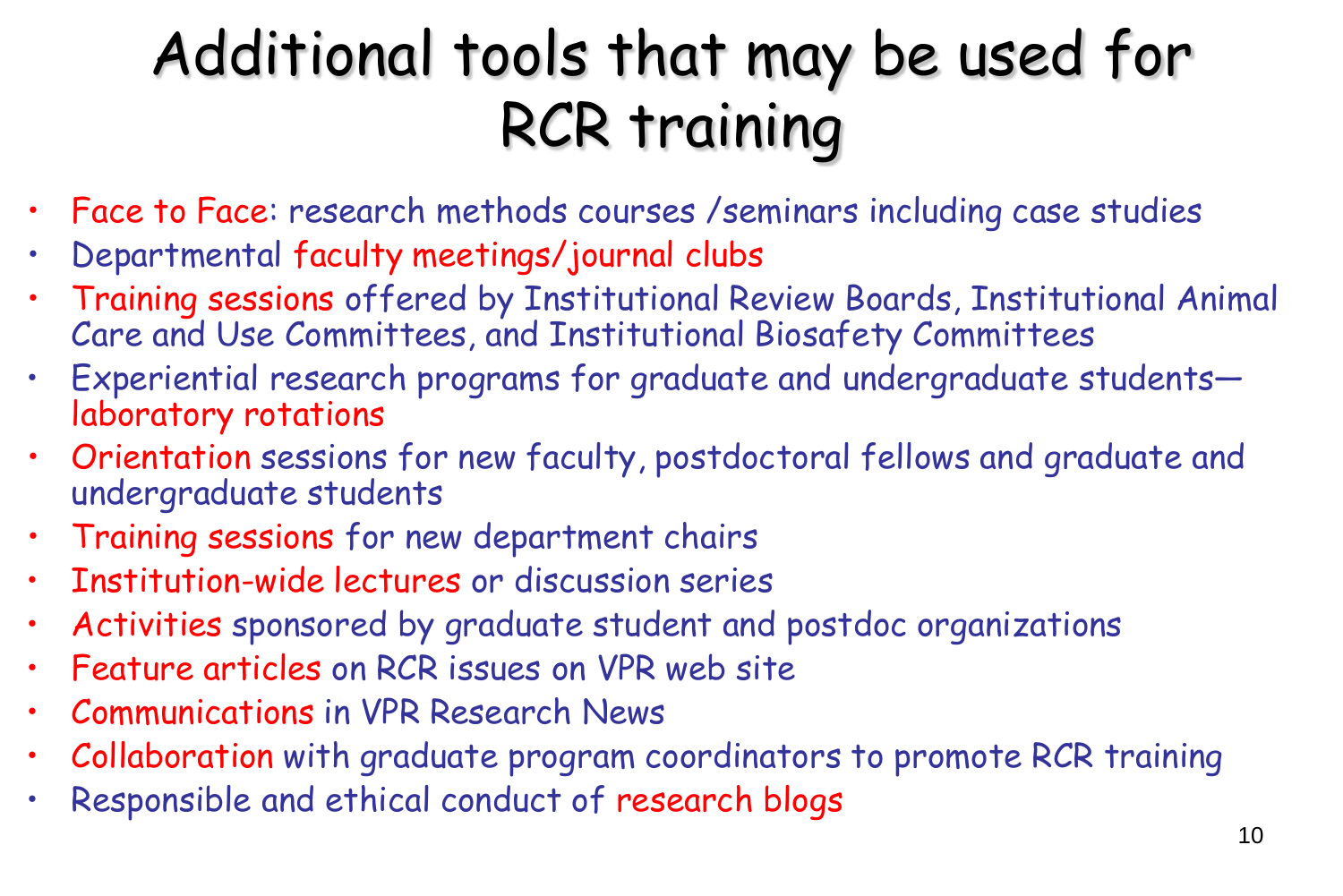# Additional tools that may be used for RCR training

- Face to Face: research methods courses /seminars including case studies
- Departmental faculty meetings/journal clubs
- Training sessions offered by Institutional Review Boards, Institutional Animal Care and Use Committees, and Institutional Biosafety Committees
- Experiential research programs for graduate and undergraduate students—laboratory rotations
- Orientation sessions for new faculty, postdoctoral fellows and graduate and undergraduate students
- Training sessions for new department chairs
- Institution-wide lectures or discussion series
- Activities sponsored by graduate student and postdoc organizations
- Feature articles on RCR issues on VPR web site
- Communications in VPR Research News
- Collaboration with graduate program coordinators to promote RCR training
- Responsible and ethical conduct of research blogs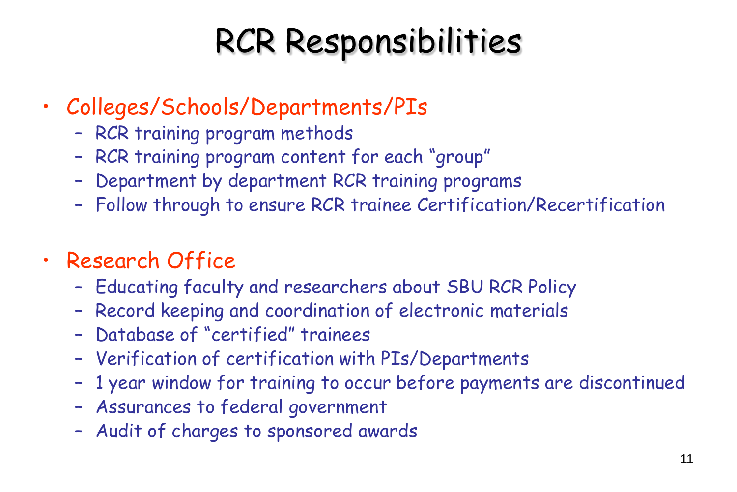# RCR Responsibilities

- Colleges/Schools/Departments/PIs
  - RCR training program methods
  - RCR training program content for each "group"
  - Department by department RCR training programs
  - Follow through to ensure RCR trainee Certification/Recertification

- Research Office
  - Educating faculty and researchers about SBU RCR Policy
  - Record keeping and coordination of electronic materials
  - Database of "certified" trainees
  - Verification of certification with PIs/Departments
  - 1 year window for training to occur before payments are discontinued
  - Assurances to federal government
  - Audit of charges to sponsored awards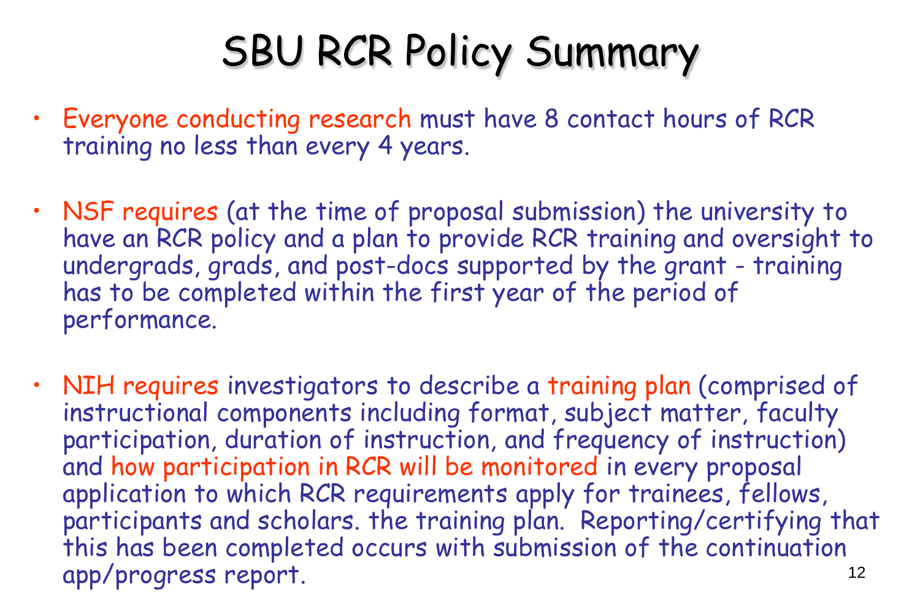# SBU RCR Policy Summary

- Everyone conducting research must have 8 contact hours of RCR training no less than every 4 years.

- NSF requires (at the time of proposal submission) the university to have an RCR policy and a plan to provide RCR training and oversight to undergrads, grads, and post-docs supported by the grant - training has to be completed within the first year of the period of performance.

- NIH requires investigators to describe a training plan (comprised of instructional components including format, subject matter, faculty participation, duration of instruction, and frequency of instruction) and how participation in RCR will be monitored in every proposal application to which RCR requirements apply for trainees, fellows, participants and scholars. the training plan. Reporting/certifying that this has been completed occurs with submission of the continuation app/progress report.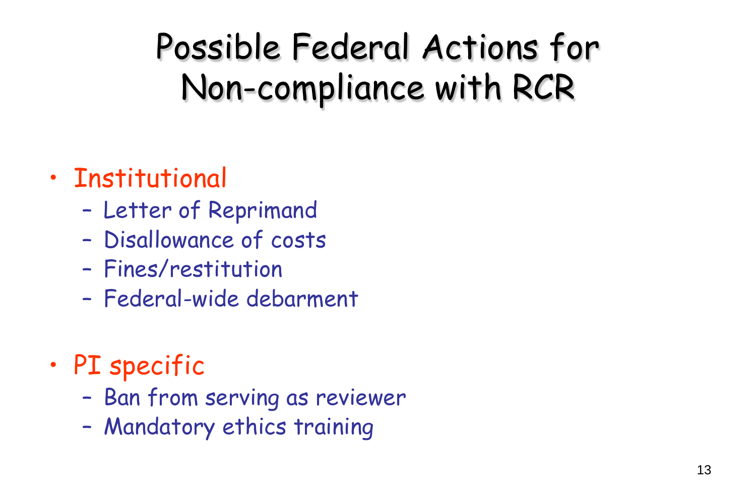# Possible Federal Actions for Non-compliance with RCR

- Institutional
  - Letter of Reprimand
  - Disallowance of costs
  - Fines/restitution
  - Federal-wide debarment

- PI specific
  - Ban from serving as reviewer
  - Mandatory ethics training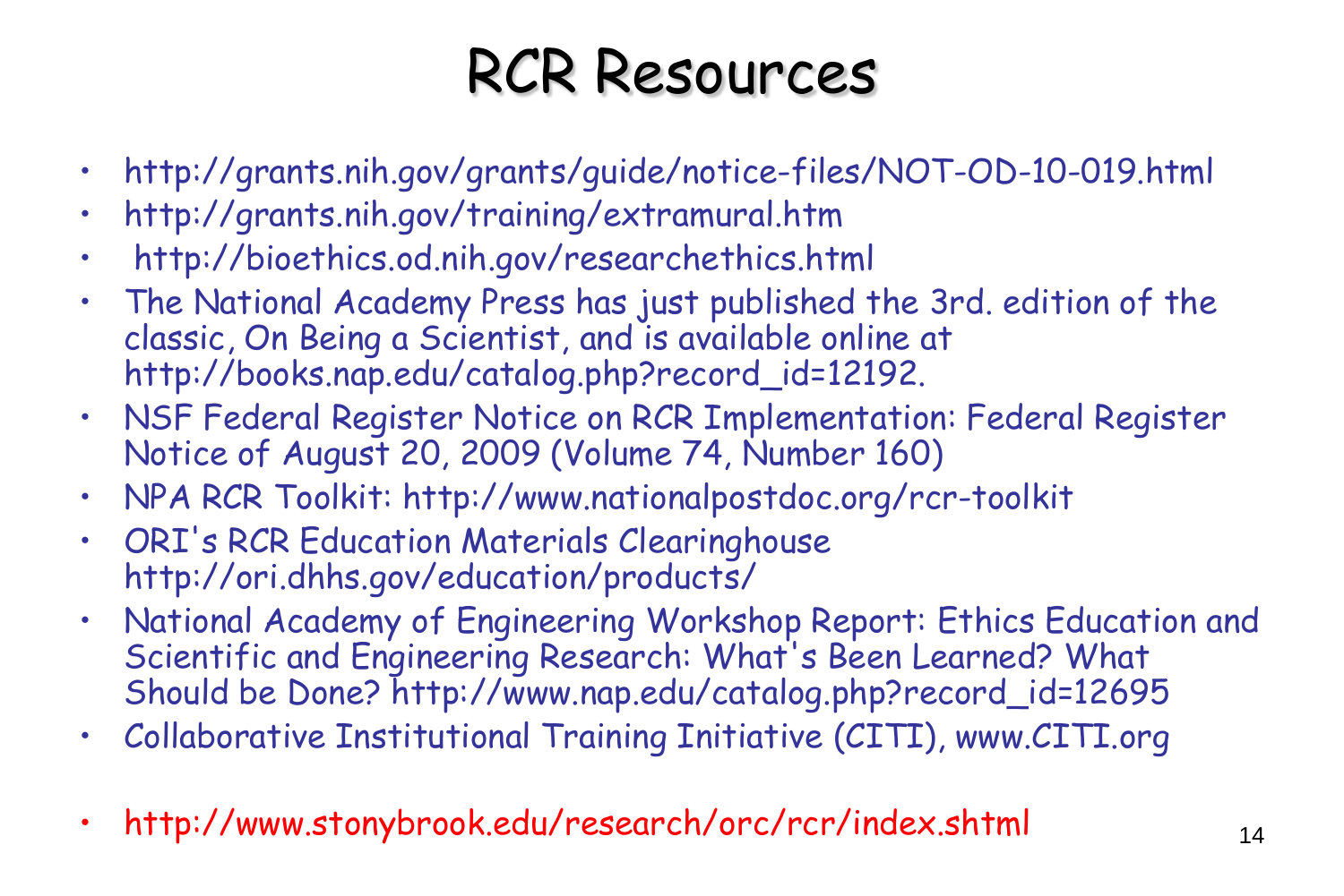# RCR Resources

- http://grants.nih.gov/grants/guide/notice-files/NOT-OD-10-019.html
- http://grants.nih.gov/training/extramural.htm
- http://bioethics.od.nih.gov/researchethics.html
- The National Academy Press has just published the 3rd. edition of the classic, On Being a Scientist, and is available online at http://books.nap.edu/catalog.php?record_id=12192.
- NSF Federal Register Notice on RCR Implementation: Federal Register Notice of August 20, 2009 (Volume 74, Number 160)
- NPA RCR Toolkit: http://www.nationalpostdoc.org/rcr-toolkit
- ORI's RCR Education Materials Clearinghouse http://ori.dhhs.gov/education/products/
- National Academy of Engineering Workshop Report: Ethics Education and Scientific and Engineering Research: What's Been Learned? What Should be Done? http://www.nap.edu/catalog.php?record_id=12695
- Collaborative Institutional Training Initiative (CITI), www.CITI.org
- http://www.stonybrook.edu/research/orc/rcr/index.shtml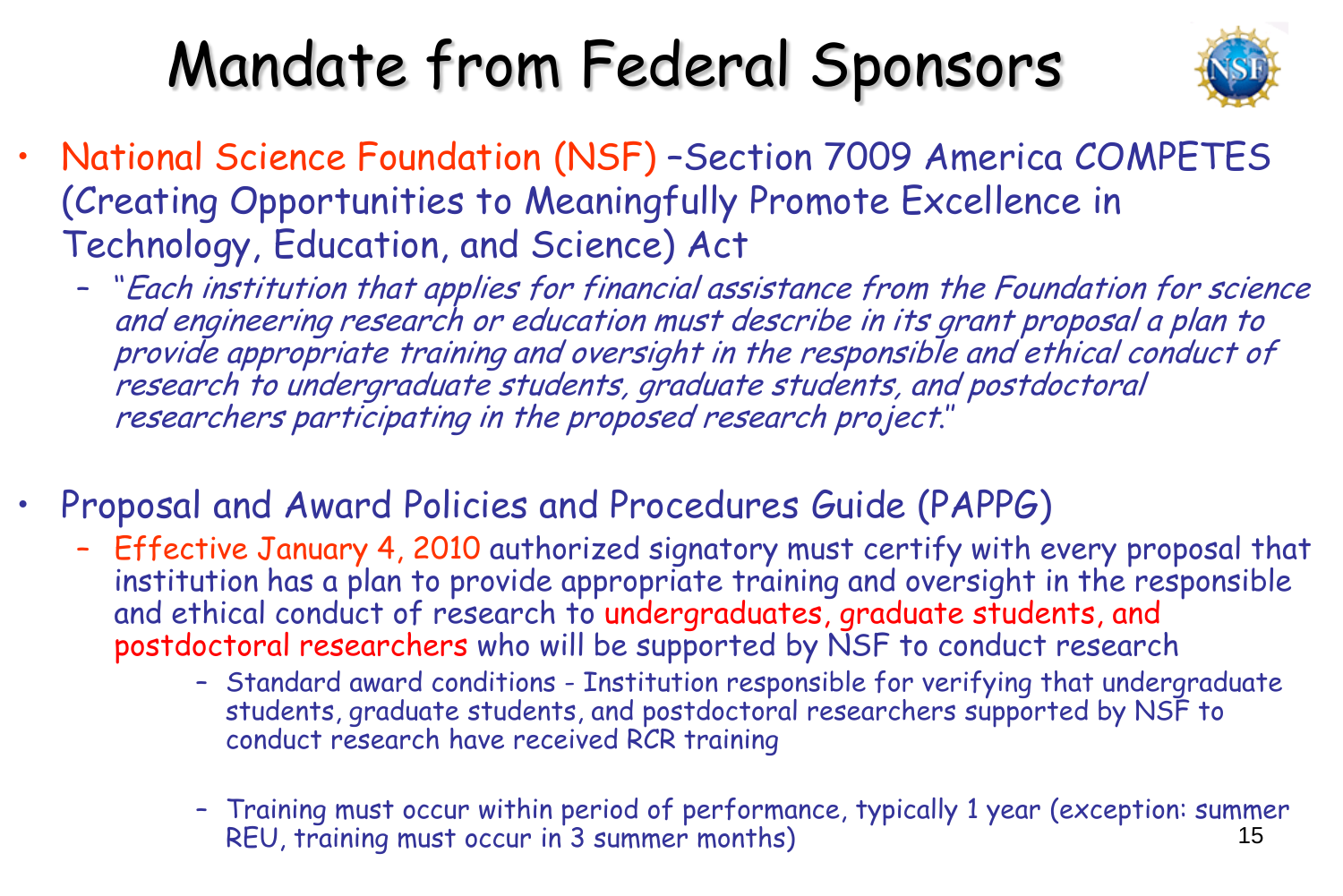# Mandate from Federal Sponsors

- National Science Foundation (NSF) –Section 7009 America COMPETES (Creating Opportunities to Meaningfully Promote Excellence in Technology, Education, and Science) Act
  - "*Each institution that applies for financial assistance from the Foundation for science and engineering research or education must describe in its grant proposal a plan to provide appropriate training and oversight in the responsible and ethical conduct of research to undergraduate students, graduate students, and postdoctoral researchers participating in the proposed research project.*"

- Proposal and Award Policies and Procedures Guide (PAPPG)
  - Effective January 4, 2010 authorized signatory must certify with every proposal that institution has a plan to provide appropriate training and oversight in the responsible and ethical conduct of research to undergraduates, graduate students, and postdoctoral researchers who will be supported by NSF to conduct research
    - Standard award conditions - Institution responsible for verifying that undergraduate students, graduate students, and postdoctoral researchers supported by NSF to conduct research have received RCR training
    - Training must occur within period of performance, typically 1 year (exception: summer REU, training must occur in 3 summer months)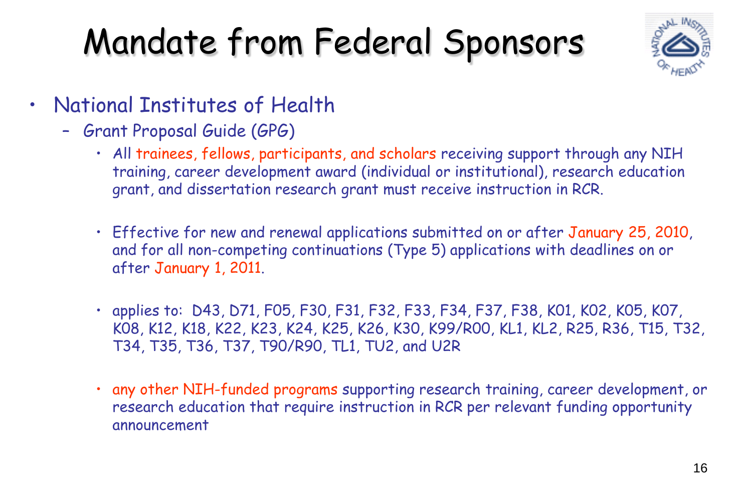# Mandate from Federal Sponsors

- National Institutes of Health
  - Grant Proposal Guide (GPG)
    - All trainees, fellows, participants, and scholars receiving support through any NIH training, career development award (individual or institutional), research education grant, and dissertation research grant must receive instruction in RCR.
    - Effective for new and renewal applications submitted on or after January 25, 2010, and for all non-competing continuations (Type 5) applications with deadlines on or after January 1, 2011.
    - applies to: D43, D71, F05, F30, F31, F32, F33, F34, F37, F38, K01, K02, K05, K07, K08, K12, K18, K22, K23, K24, K25, K26, K30, K99/R00, KL1, KL2, R25, R36, T15, T32, T34, T35, T36, T37, T90/R90, TL1, TU2, and U2R
    - any other NIH-funded programs supporting research training, career development, or research education that require instruction in RCR per relevant funding opportunity announcement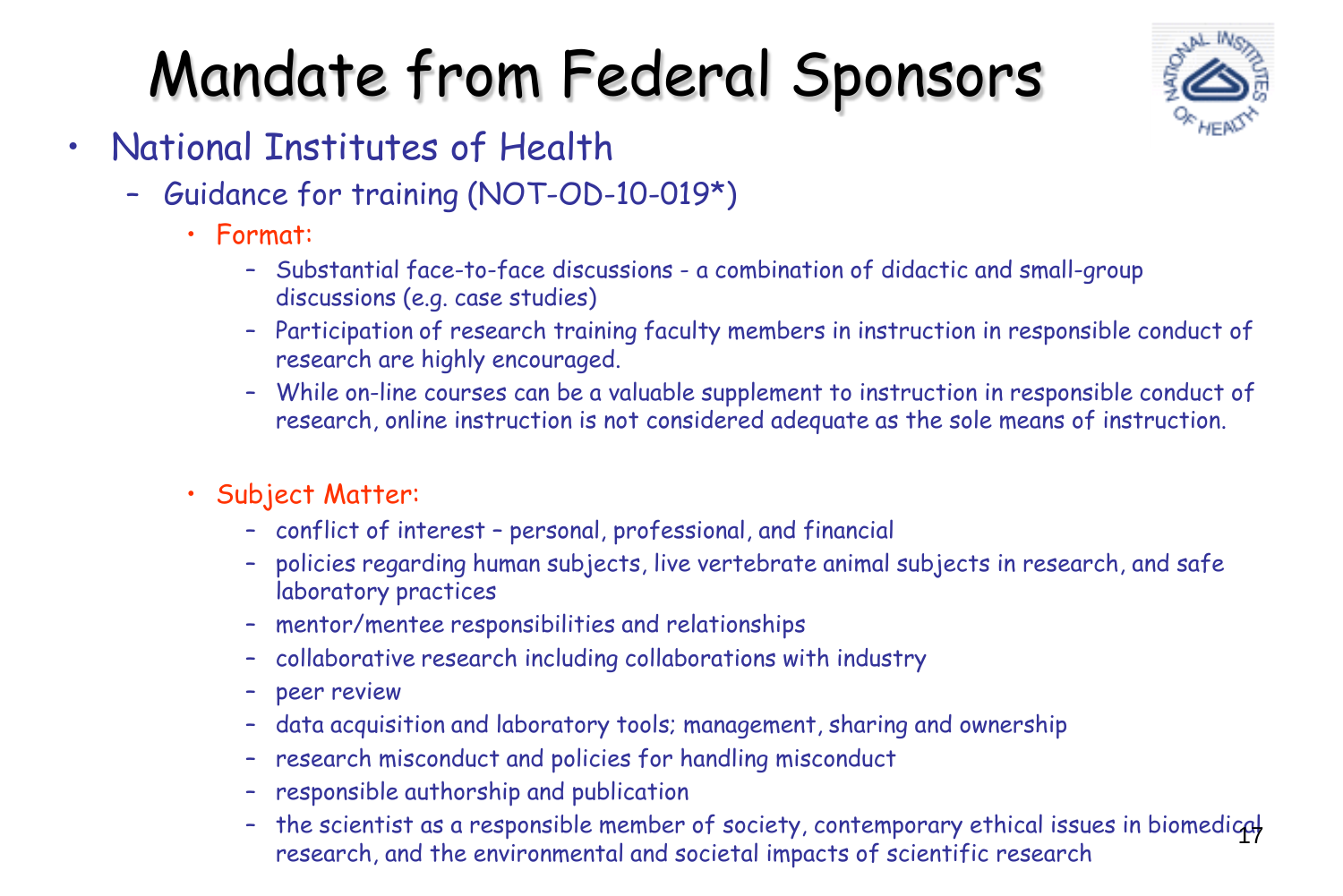# Mandate from Federal Sponsors

- National Institutes of Health
  - Guidance for training (NOT-OD-10-019*)
    - Format:
      - Substantial face-to-face discussions - a combination of didactic and small-group discussions (e.g. case studies)
      - Participation of research training faculty members in instruction in responsible conduct of research are highly encouraged.
      - While on-line courses can be a valuable supplement to instruction in responsible conduct of research, online instruction is not considered adequate as the sole means of instruction.
    - Subject Matter:
      - conflict of interest – personal, professional, and financial
      - policies regarding human subjects, live vertebrate animal subjects in research, and safe laboratory practices
      - mentor/mentee responsibilities and relationships
      - collaborative research including collaborations with industry
      - peer review
      - data acquisition and laboratory tools; management, sharing and ownership
      - research misconduct and policies for handling misconduct
      - responsible authorship and publication
      - the scientist as a responsible member of society, contemporary ethical issues in biomedical research, and the environmental and societal impacts of scientific research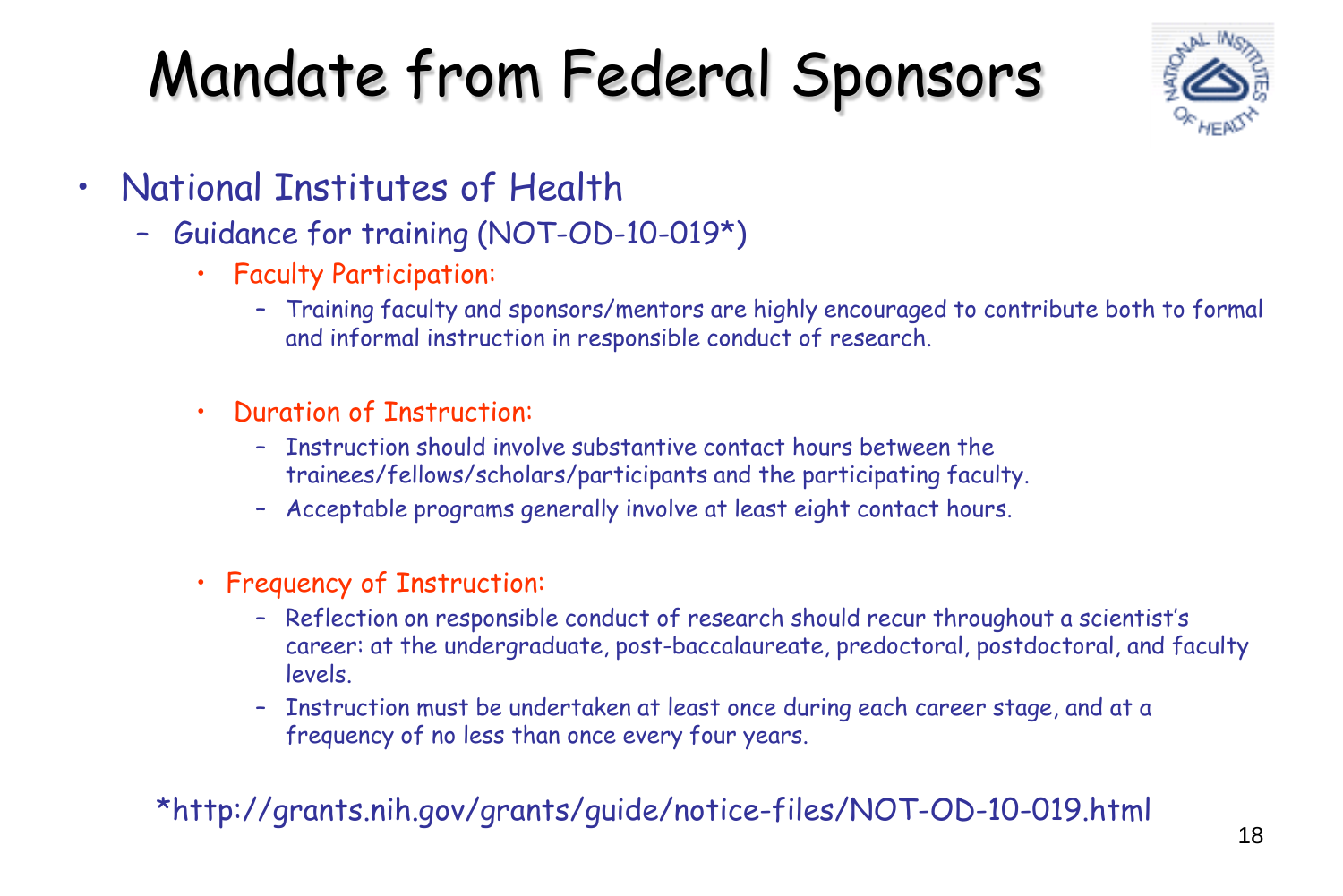# Mandate from Federal Sponsors

- National Institutes of Health
  - Guidance for training (NOT-OD-10-019*)
    - Faculty Participation:
      - Training faculty and sponsors/mentors are highly encouraged to contribute both to formal and informal instruction in responsible conduct of research.
    - Duration of Instruction:
      - Instruction should involve substantive contact hours between the trainees/fellows/scholars/participants and the participating faculty.
      - Acceptable programs generally involve at least eight contact hours.
    - Frequency of Instruction:
      - Reflection on responsible conduct of research should recur throughout a scientist's career: at the undergraduate, post-baccalaureate, predoctoral, postdoctoral, and faculty levels.
      - Instruction must be undertaken at least once during each career stage, and at a frequency of no less than once every four years.

*http://grants.nih.gov/grants/guide/notice-files/NOT-OD-10-019.html